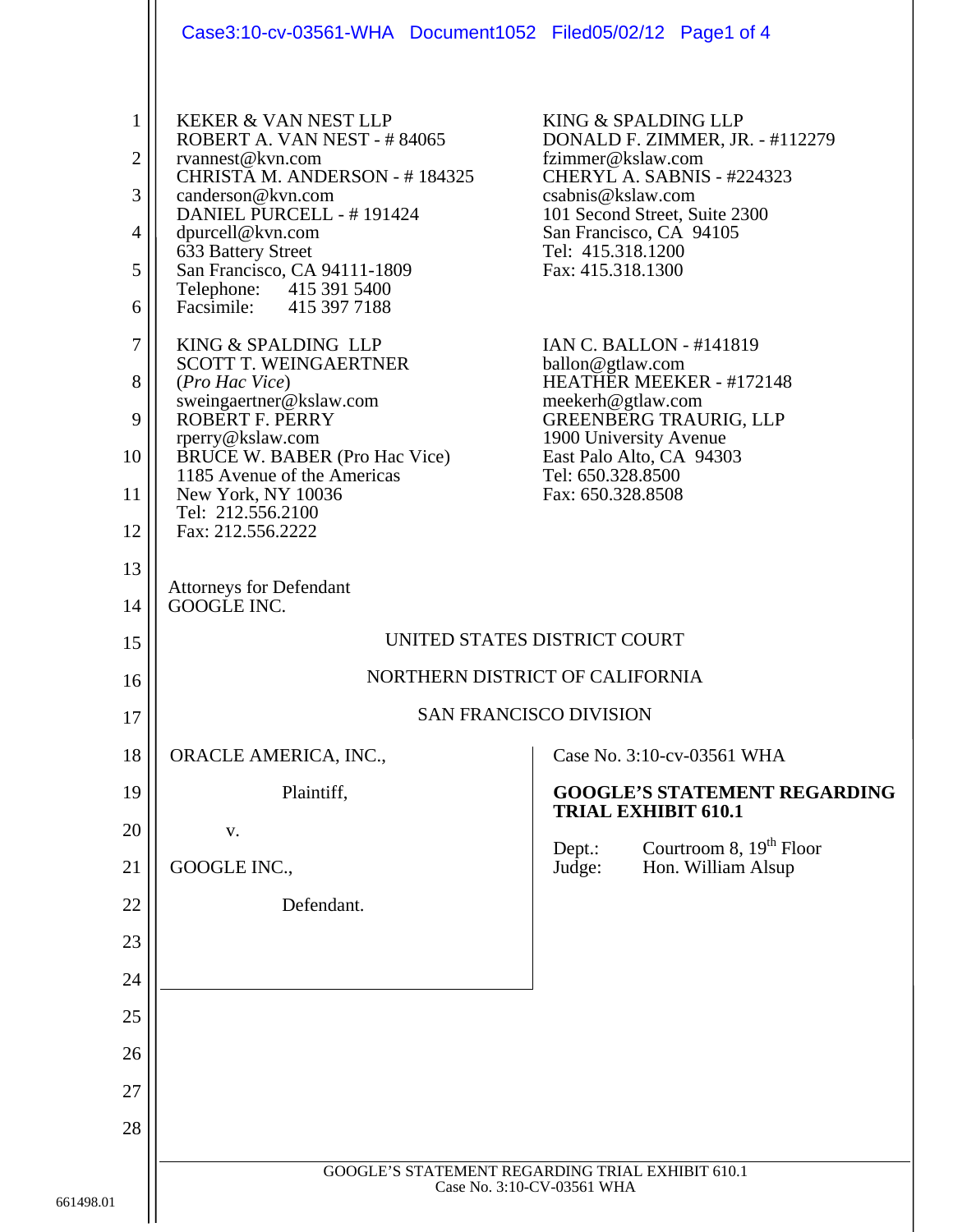KEKER & VAN NEST LLP
ROBERT A. VAN NEST - # 84065
rvannest@kvn.com
CHRISTA M. ANDERSON - # 184325
canderson@kvn.com
DANIEL PURCELL - # 191424
dpurcell@kvn.com
633 Battery Street
San Francisco, CA 94111-1809
Telephone: 415 391 5400
Facsimile: 415 397 7188

KING & SPALDING LLP
SCOTT T. WEINGAERTNER
(*Pro Hac Vice*)
sweingaertner@kslaw.com
ROBERT F. PERRY
rperry@kslaw.com
BRUCE W. BABER (Pro Hac Vice)
1185 Avenue of the Americas
New York, NY 10036
Tel: 212.556.2100
Fax: 212.556.2222

KING & SPALDING LLP
DONALD F. ZIMMER, JR. - #112279
fzimmer@kslaw.com
CHERYL A. SABNIS - #224323
csabnis@kslaw.com
101 Second Street, Suite 2300
San Francisco, CA 94105
Tel: 415.318.1200
Fax: 415.318.1300

IAN C. BALLON - #141819
ballon@gtlaw.com
HEATHER MEEKER - #172148
meekerh@gtlaw.com
GREENBERG TRAURIG, LLP
1900 University Avenue
East Palo Alto, CA 94303
Tel: 650.328.8500
Fax: 650.328.8508

Attorneys for Defendant
GOOGLE INC.

UNITED STATES DISTRICT COURT

NORTHERN DISTRICT OF CALIFORNIA

SAN FRANCISCO DIVISION

ORACLE AMERICA, INC.,

Plaintiff,

v.

GOOGLE INC.,

Defendant.

Case No. 3:10-cv-03561 WHA

**GOOGLE'S STATEMENT REGARDING TRIAL EXHIBIT 610.1**

Dept.: Courtroom 8, 19th Floor
Judge: Hon. William Alsup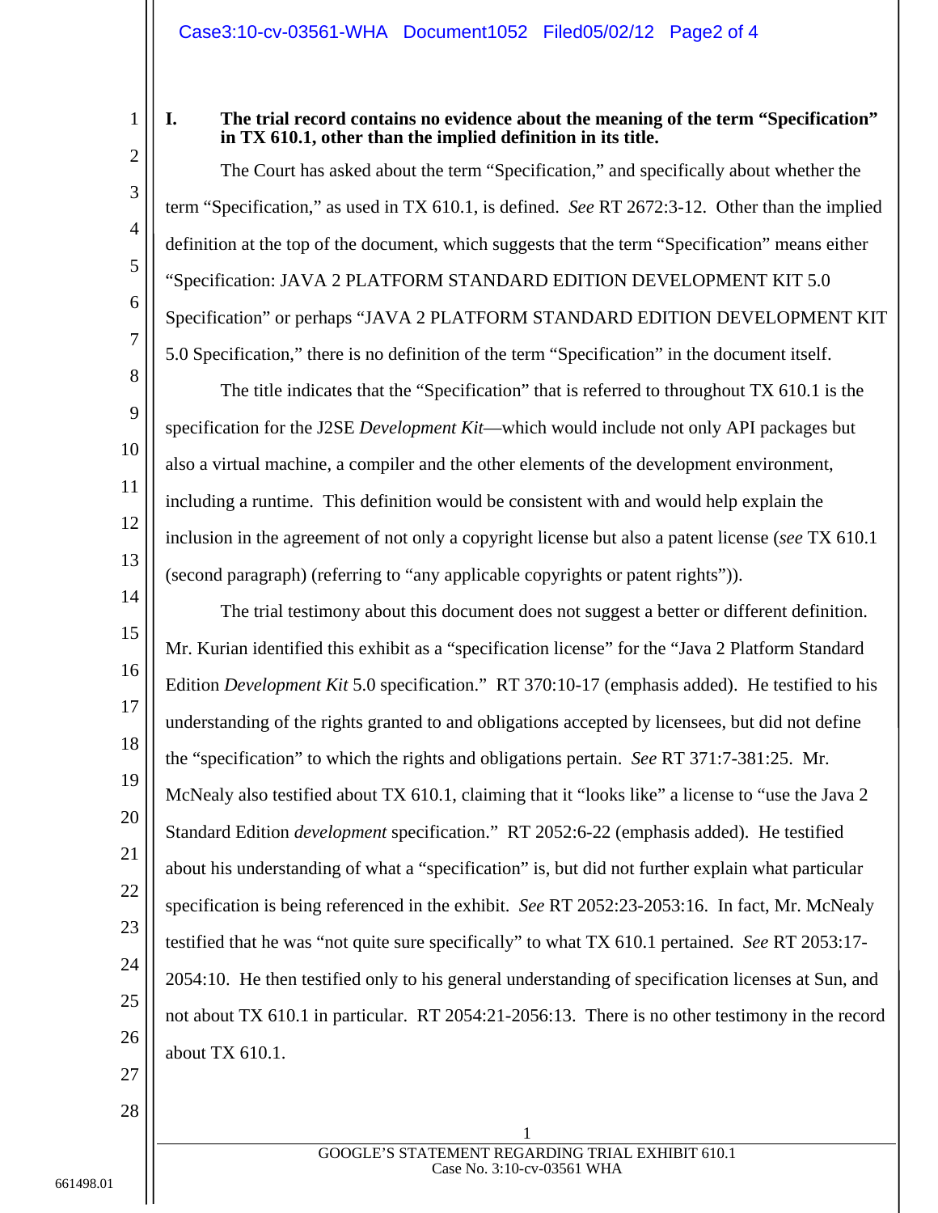## I. The trial record contains no evidence about the meaning of the term "Specification" in TX 610.1, other than the implied definition in its title.

The Court has asked about the term "Specification," and specifically about whether the term "Specification," as used in TX 610.1, is defined. *See* RT 2672:3-12. Other than the implied definition at the top of the document, which suggests that the term "Specification" means either "Specification: JAVA 2 PLATFORM STANDARD EDITION DEVELOPMENT KIT 5.0 Specification" or perhaps "JAVA 2 PLATFORM STANDARD EDITION DEVELOPMENT KIT 5.0 Specification," there is no definition of the term "Specification" in the document itself.

The title indicates that the "Specification" that is referred to throughout TX 610.1 is the specification for the J2SE *Development Kit*—which would include not only API packages but also a virtual machine, a compiler and the other elements of the development environment, including a runtime. This definition would be consistent with and would help explain the inclusion in the agreement of not only a copyright license but also a patent license (*see* TX 610.1 (second paragraph) (referring to "any applicable copyrights or patent rights")).

The trial testimony about this document does not suggest a better or different definition. Mr. Kurian identified this exhibit as a "specification license" for the "Java 2 Platform Standard Edition *Development Kit* 5.0 specification." RT 370:10-17 (emphasis added). He testified to his understanding of the rights granted to and obligations accepted by licensees, but did not define the "specification" to which the rights and obligations pertain. *See* RT 371:7-381:25. Mr. McNealy also testified about TX 610.1, claiming that it "looks like" a license to "use the Java 2 Standard Edition *development* specification." RT 2052:6-22 (emphasis added). He testified about his understanding of what a "specification" is, but did not further explain what particular specification is being referenced in the exhibit. *See* RT 2052:23-2053:16. In fact, Mr. McNealy testified that he was "not quite sure specifically" to what TX 610.1 pertained. *See* RT 2053:17-2054:10. He then testified only to his general understanding of specification licenses at Sun, and not about TX 610.1 in particular. RT 2054:21-2056:13. There is no other testimony in the record about TX 610.1.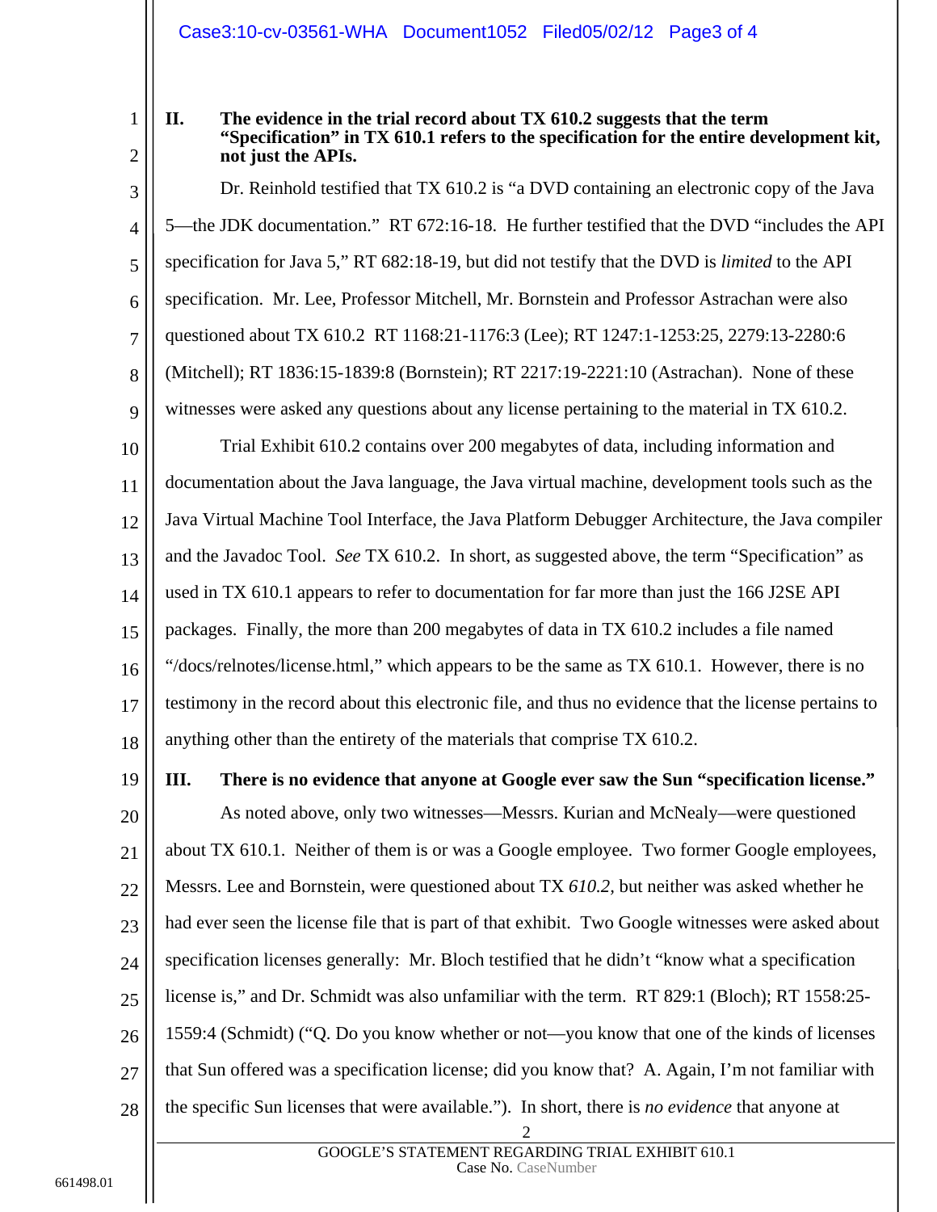## II. The evidence in the trial record about TX 610.2 suggests that the term "Specification" in TX 610.1 refers to the specification for the entire development kit, not just the APIs.

Dr. Reinhold testified that TX 610.2 is "a DVD containing an electronic copy of the Java 5—the JDK documentation." RT 672:16-18. He further testified that the DVD "includes the API specification for Java 5," RT 682:18-19, but did not testify that the DVD is *limited* to the API specification. Mr. Lee, Professor Mitchell, Mr. Bornstein and Professor Astrachan were also questioned about TX 610.2 RT 1168:21-1176:3 (Lee); RT 1247:1-1253:25, 2279:13-2280:6 (Mitchell); RT 1836:15-1839:8 (Bornstein); RT 2217:19-2221:10 (Astrachan). None of these witnesses were asked any questions about any license pertaining to the material in TX 610.2.

Trial Exhibit 610.2 contains over 200 megabytes of data, including information and documentation about the Java language, the Java virtual machine, development tools such as the Java Virtual Machine Tool Interface, the Java Platform Debugger Architecture, the Java compiler and the Javadoc Tool. *See* TX 610.2. In short, as suggested above, the term "Specification" as used in TX 610.1 appears to refer to documentation for far more than just the 166 J2SE API packages. Finally, the more than 200 megabytes of data in TX 610.2 includes a file named "/docs/relnotes/license.html," which appears to be the same as TX 610.1. However, there is no testimony in the record about this electronic file, and thus no evidence that the license pertains to anything other than the entirety of the materials that comprise TX 610.2.

## III. There is no evidence that anyone at Google ever saw the Sun "specification license."

As noted above, only two witnesses—Messrs. Kurian and McNealy—were questioned about TX 610.1. Neither of them is or was a Google employee. Two former Google employees, Messrs. Lee and Bornstein, were questioned about TX *610.2*, but neither was asked whether he had ever seen the license file that is part of that exhibit. Two Google witnesses were asked about specification licenses generally: Mr. Bloch testified that he didn't "know what a specification license is," and Dr. Schmidt was also unfamiliar with the term. RT 829:1 (Bloch); RT 1558:25-1559:4 (Schmidt) ("Q. Do you know whether or not—you know that one of the kinds of licenses that Sun offered was a specification license; did you know that? A. Again, I'm not familiar with the specific Sun licenses that were available."). In short, there is *no evidence* that anyone at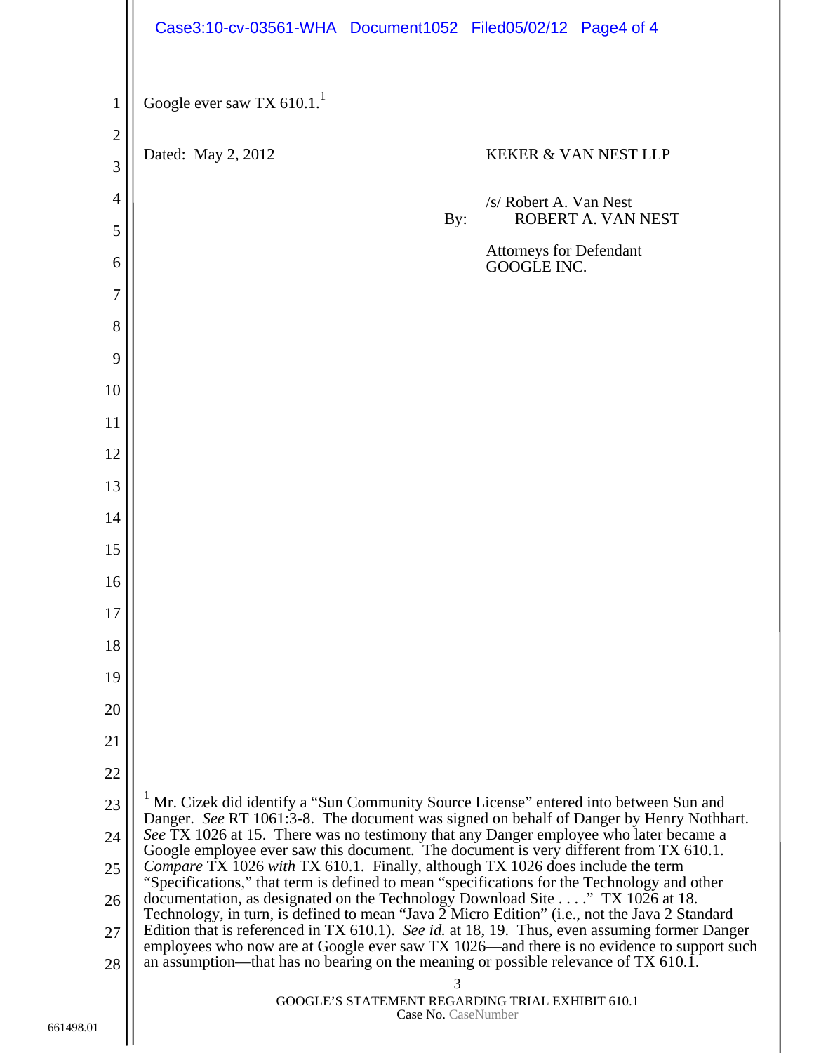Google ever saw TX 610.1.[1]

Dated: May 2, 2012

KEKER & VAN NEST LLP

By: /s/ Robert A. Van Nest
ROBERT A. VAN NEST

Attorneys for Defendant
GOOGLE INC.

---

[1] Mr. Cizek did identify a "Sun Community Source License" entered into between Sun and Danger. *See* RT 1061:3-8. The document was signed on behalf of Danger by Henry Nothhart. *See* TX 1026 at 15. There was no testimony that any Danger employee who later became a Google employee ever saw this document. The document is very different from TX 610.1. *Compare* TX 1026 *with* TX 610.1. Finally, although TX 1026 does include the term "Specifications," that term is defined to mean "specifications for the Technology and other documentation, as designated on the Technology Download Site . . . ." TX 1026 at 18. Technology, in turn, is defined to mean "Java 2 Micro Edition" (i.e., not the Java 2 Standard Edition that is referenced in TX 610.1). *See id.* at 18, 19. Thus, even assuming former Danger employees who now are at Google ever saw TX 1026—and there is no evidence to support such an assumption—that has no bearing on the meaning or possible relevance of TX 610.1.